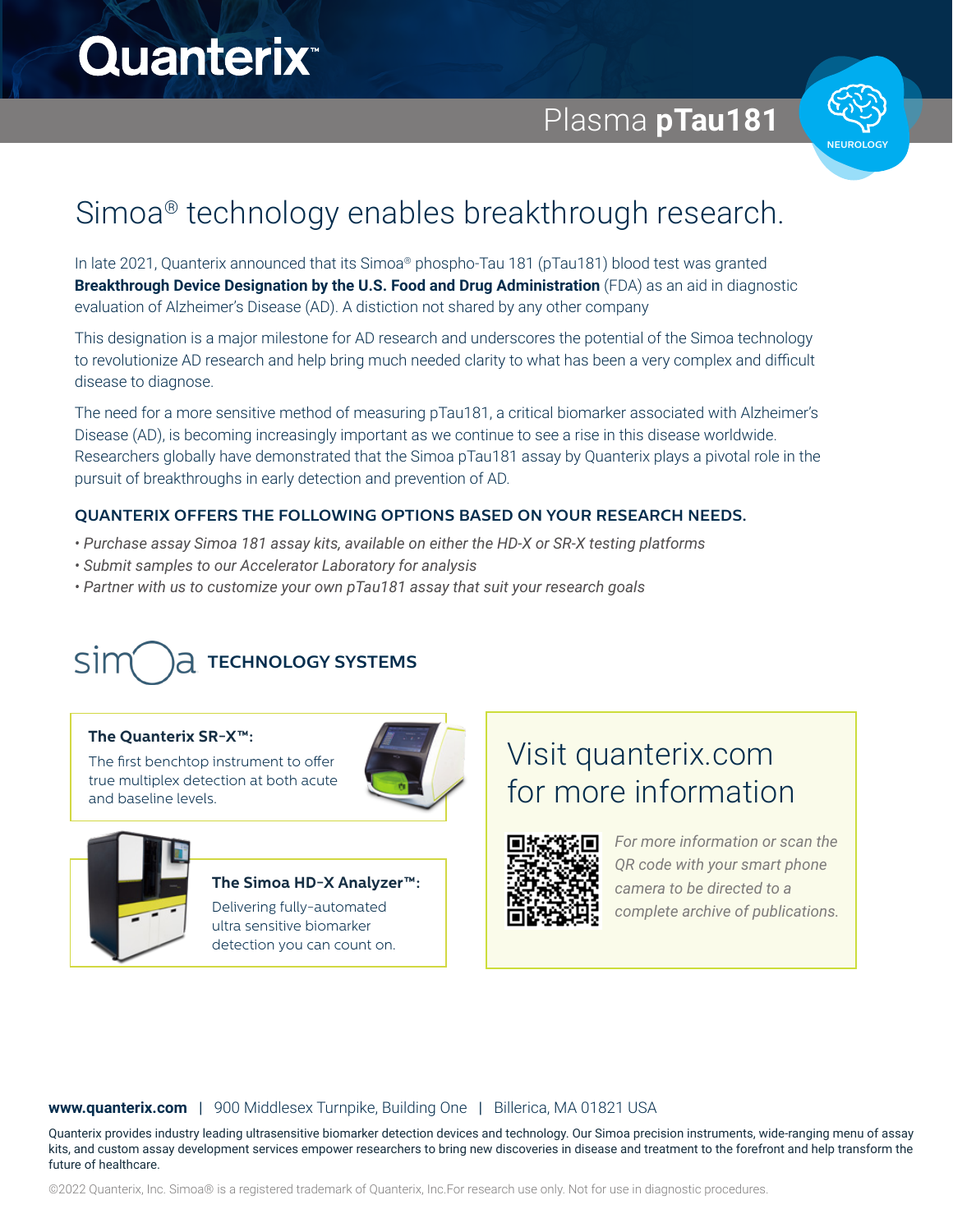# Quanterix™

## Plasma **pTau181**

NEUROLOGY

## Simoa® technology enables breakthrough research.

In late 2021, Quanterix announced that its Simoa® phospho-Tau 181 (pTau181) blood test was granted **Breakthrough Device Designation by the U.S. Food and Drug Administration** (FDA) as an aid in diagnostic evaluation of Alzheimer's Disease (AD). A distiction not shared by any other company

This designation is a major milestone for AD research and underscores the potential of the Simoa technology to revolutionize AD research and help bring much needed clarity to what has been a very complex and difficult disease to diagnose.

The need for a more sensitive method of measuring pTau181, a critical biomarker associated with Alzheimer's Disease (AD), is becoming increasingly important as we continue to see a rise in this disease worldwide. Researchers globally have demonstrated that the Simoa pTau181 assay by Quanterix plays a pivotal role in the pursuit of breakthroughs in early detection and prevention of AD.

### QUANTERIX OFFERS THE FOLLOWING OPTIONS BASED ON YOUR RESEARCH NEEDS.

- *Purchase assay Simoa 181 assay kits, available on either the HD-X or SR-X testing platforms*
- *Submit samples to our Accelerator Laboratory for analysis*
- *Partner with us to customize your own pTau181 assay that suit your research goals*

## simoa TECHNOLOGY SYSTEMS

**The Quanterix SR-X™:**
The first benchtop instrument to offer true multiplex detection at both acute and baseline levels.

**The Simoa HD-X Analyzer™:**
Delivering fully-automated ultra sensitive biomarker detection you can count on.

## Visit quanterix.com for more information

*For more information or scan the QR code with your smart phone camera to be directed to a complete archive of publications.*

**www.quanterix.com** | 900 Middlesex Turnpike, Building One | Billerica, MA 01821 USA

Quanterix provides industry leading ultrasensitive biomarker detection devices and technology. Our Simoa precision instruments, wide-ranging menu of assay kits, and custom assay development services empower researchers to bring new discoveries in disease and treatment to the forefront and help transform the future of healthcare.

©2022 Quanterix, Inc. Simoa® is a registered trademark of Quanterix, Inc.For research use only. Not for use in diagnostic procedures.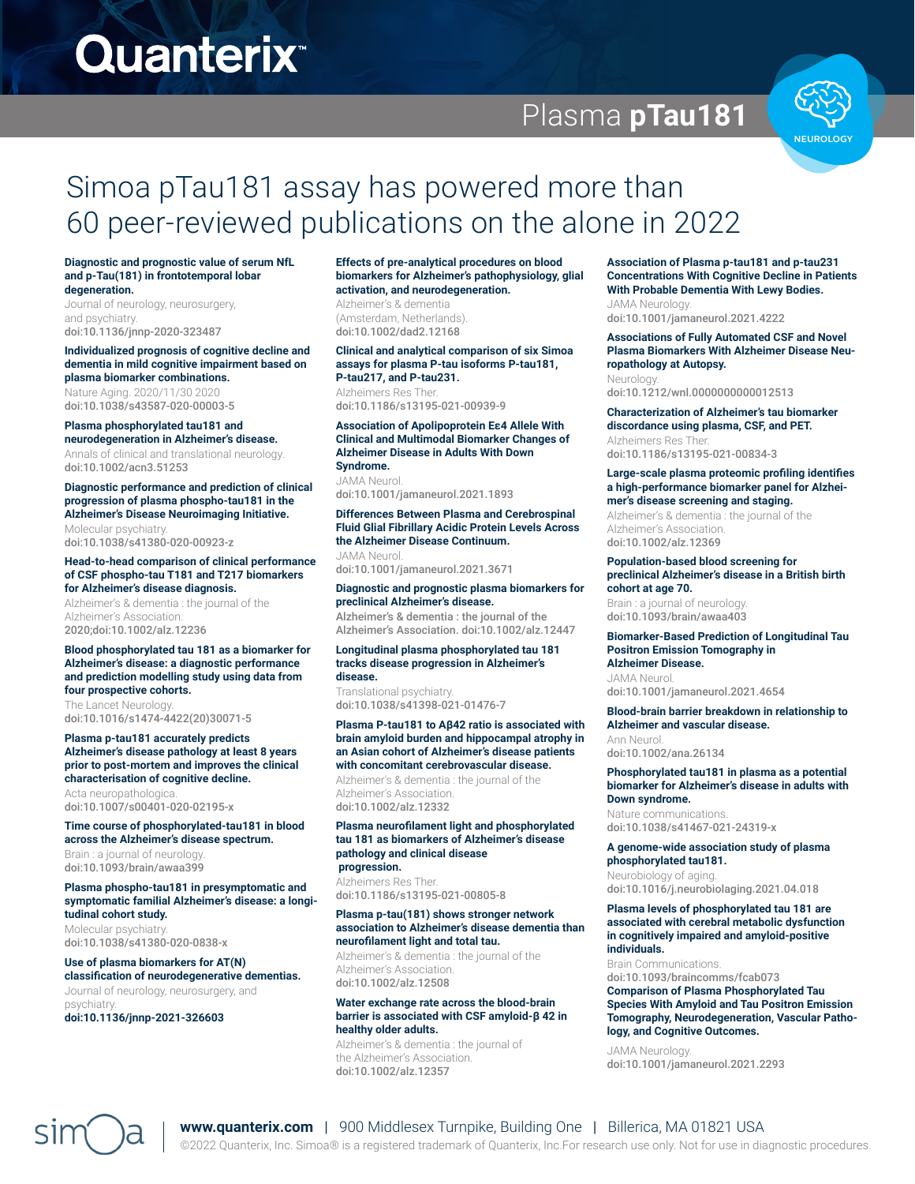# Quanterix

## Plasma **pTau181**

NEUROLOGY

# Simoa pTau181 assay has powered more than 60 peer-reviewed publications on the alone in 2022

**Diagnostic and prognostic value of serum NfL and p-Tau(181) in frontotemporal lobar degeneration.**
Journal of neurology, neurosurgery, and psychiatry.
doi:10.1136/jnnp-2020-323487

**Individualized prognosis of cognitive decline and dementia in mild cognitive impairment based on plasma biomarker combinations.**
Nature Aging. 2020/11/30 2020
doi:10.1038/s43587-020-00003-5

**Plasma phosphorylated tau181 and neurodegeneration in Alzheimer's disease.**
Annals of clinical and translational neurology.
doi:10.1002/acn3.51253

**Diagnostic performance and prediction of clinical progression of plasma phospho-tau181 in the Alzheimer's Disease Neuroimaging Initiative.**
Molecular psychiatry.
doi:10.1038/s41380-020-00923-z

**Head-to-head comparison of clinical performance of CSF phospho-tau T181 and T217 biomarkers for Alzheimer's disease diagnosis.**
Alzheimer's & dementia : the journal of the Alzheimer's Association.
2020;doi:10.1002/alz.12236

**Blood phosphorylated tau 181 as a biomarker for Alzheimer's disease: a diagnostic performance and prediction modelling study using data from four prospective cohorts.**
The Lancet Neurology.
doi:10.1016/s1474-4422(20)30071-5

**Plasma p-tau181 accurately predicts Alzheimer's disease pathology at least 8 years prior to post-mortem and improves the clinical characterisation of cognitive decline.**
Acta neuropathologica.
doi:10.1007/s00401-020-02195-x

**Time course of phosphorylated-tau181 in blood across the Alzheimer's disease spectrum.**
Brain : a journal of neurology.
doi:10.1093/brain/awaa399

**Plasma phospho-tau181 in presymptomatic and symptomatic familial Alzheimer's disease: a longitudinal cohort study.**
Molecular psychiatry.
doi:10.1038/s41380-020-0838-x

**Use of plasma biomarkers for AT(N) classification of neurodegenerative dementias.**
Journal of neurology, neurosurgery, and psychiatry.
doi:10.1136/jnnp-2021-326603

**Effects of pre-analytical procedures on blood biomarkers for Alzheimer's pathophysiology, glial activation, and neurodegeneration.**
Alzheimer's & dementia (Amsterdam, Netherlands).
doi:10.1002/dad2.12168

**Clinical and analytical comparison of six Simoa assays for plasma P-tau isoforms P-tau181, P-tau217, and P-tau231.**
Alzheimers Res Ther.
doi:10.1186/s13195-021-00939-9

**Association of Apolipoprotein Eε4 Allele With Clinical and Multimodal Biomarker Changes of Alzheimer Disease in Adults With Down Syndrome.**
JAMA Neurol.
doi:10.1001/jamaneurol.2021.1893

**Differences Between Plasma and Cerebrospinal Fluid Glial Fibrillary Acidic Protein Levels Across the Alzheimer Disease Continuum.**
JAMA Neurol.
doi:10.1001/jamaneurol.2021.3671

**Diagnostic and prognostic plasma biomarkers for preclinical Alzheimer's disease.**
Alzheimer's & dementia : the journal of the Alzheimer's Association. doi:10.1002/alz.12447

**Longitudinal plasma phosphorylated tau 181 tracks disease progression in Alzheimer's disease.**
Translational psychiatry.
doi:10.1038/s41398-021-01476-7

**Plasma P-tau181 to Aβ42 ratio is associated with brain amyloid burden and hippocampal atrophy in an Asian cohort of Alzheimer's disease patients with concomitant cerebrovascular disease.**
Alzheimer's & dementia : the journal of the Alzheimer's Association.
doi:10.1002/alz.12332

**Plasma neurofilament light and phosphorylated tau 181 as biomarkers of Alzheimer's disease pathology and clinical disease progression.**
Alzheimers Res Ther.
doi:10.1186/s13195-021-00805-8

**Plasma p-tau(181) shows stronger network association to Alzheimer's disease dementia than neurofilament light and total tau.**
Alzheimer's & dementia : the journal of the Alzheimer's Association.
doi:10.1002/alz.12508

**Water exchange rate across the blood-brain barrier is associated with CSF amyloid-β 42 in healthy older adults.**
Alzheimer's & dementia : the journal of the Alzheimer's Association.
doi:10.1002/alz.12357

**Association of Plasma p-tau181 and p-tau231 Concentrations With Cognitive Decline in Patients With Probable Dementia With Lewy Bodies.**
JAMA Neurology.
doi:10.1001/jamaneurol.2021.4222

**Associations of Fully Automated CSF and Novel Plasma Biomarkers With Alzheimer Disease Neuropathology at Autopsy.**
Neurology.
doi:10.1212/wnl.0000000000012513

**Characterization of Alzheimer's tau biomarker discordance using plasma, CSF, and PET.**
Alzheimers Res Ther.
doi:10.1186/s13195-021-00834-3

**Large-scale plasma proteomic profiling identifies a high-performance biomarker panel for Alzheimer's disease screening and staging.**
Alzheimer's & dementia : the journal of the Alzheimer's Association.
doi:10.1002/alz.12369

**Population-based blood screening for preclinical Alzheimer's disease in a British birth cohort at age 70.**
Brain : a journal of neurology.
doi:10.1093/brain/awaa403

**Biomarker-Based Prediction of Longitudinal Tau Positron Emission Tomography in Alzheimer Disease.**
JAMA Neurol.
doi:10.1001/jamaneurol.2021.4654

**Blood-brain barrier breakdown in relationship to Alzheimer and vascular disease.**
Ann Neurol.
doi:10.1002/ana.26134

**Phosphorylated tau181 in plasma as a potential biomarker for Alzheimer's disease in adults with Down syndrome.**
Nature communications.
doi:10.1038/s41467-021-24319-x

**A genome-wide association study of plasma phosphorylated tau181.**
Neurobiology of aging.
doi:10.1016/j.neurobiolaging.2021.04.018

**Plasma levels of phosphorylated tau 181 are associated with cerebral metabolic dysfunction in cognitively impaired and amyloid-positive individuals.**
Brain Communications.
doi:10.1093/braincomms/fcab073

**Comparison of Plasma Phosphorylated Tau Species With Amyloid and Tau Positron Emission Tomography, Neurodegeneration, Vascular Pathology, and Cognitive Outcomes.**
JAMA Neurology.
doi:10.1001/jamaneurol.2021.2293

simoa | **www.quanterix.com** | 900 Middlesex Turnpike, Building One | Billerica, MA 01821 USA
©2022 Quanterix, Inc. Simoa® is a registered trademark of Quanterix, Inc.For research use only. Not for use in diagnostic procedures.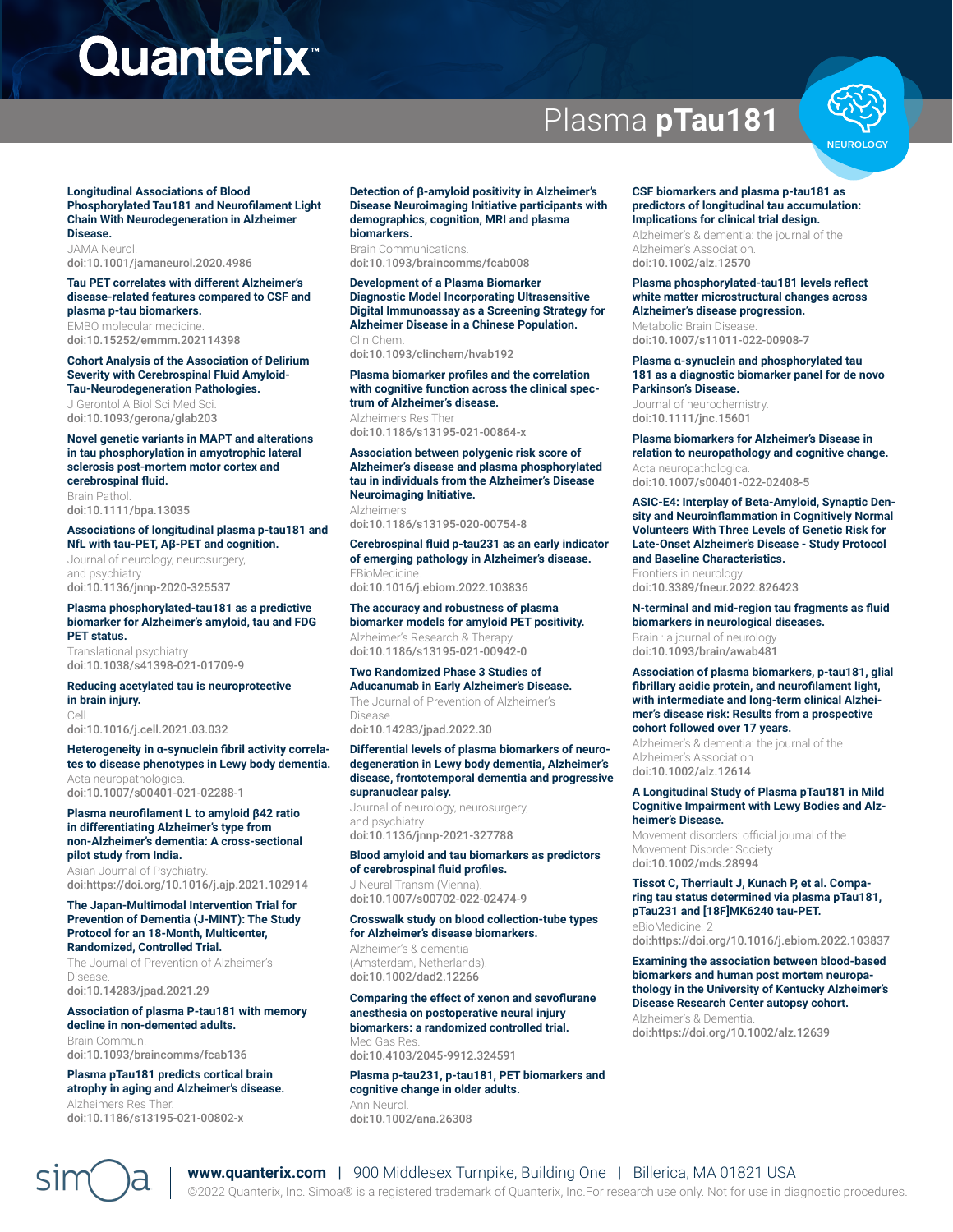# Quanterix™

## Plasma **pTau181**

NEUROLOGY

**Longitudinal Associations of Blood Phosphorylated Tau181 and Neurofilament Light Chain With Neurodegeneration in Alzheimer Disease.**
JAMA Neurol.
doi:10.1001/jamaneurol.2020.4986

**Tau PET correlates with different Alzheimer's disease-related features compared to CSF and plasma p-tau biomarkers.**
EMBO molecular medicine.
doi:10.15252/emmm.202114398

**Cohort Analysis of the Association of Delirium Severity with Cerebrospinal Fluid Amyloid-Tau-Neurodegeneration Pathologies.**
J Gerontol A Biol Sci Med Sci.
doi:10.1093/gerona/glab203

**Novel genetic variants in MAPT and alterations in tau phosphorylation in amyotrophic lateral sclerosis post-mortem motor cortex and cerebrospinal fluid.**
Brain Pathol.
doi:10.1111/bpa.13035

**Associations of longitudinal plasma p-tau181 and NfL with tau-PET, Aβ-PET and cognition.**
Journal of neurology, neurosurgery, and psychiatry.
doi:10.1136/jnnp-2020-325537

**Plasma phosphorylated-tau181 as a predictive biomarker for Alzheimer's amyloid, tau and FDG PET status.**
Translational psychiatry.
doi:10.1038/s41398-021-01709-9

**Reducing acetylated tau is neuroprotective in brain injury.**
Cell.
doi:10.1016/j.cell.2021.03.032

**Heterogeneity in α-synuclein fibril activity correlates to disease phenotypes in Lewy body dementia.**
Acta neuropathologica.
doi:10.1007/s00401-021-02288-1

**Plasma neurofilament L to amyloid β42 ratio in differentiating Alzheimer's type from non-Alzheimer's dementia: A cross-sectional pilot study from India.**
Asian Journal of Psychiatry.
doi:https://doi.org/10.1016/j.ajp.2021.102914

**The Japan-Multimodal Intervention Trial for Prevention of Dementia (J-MINT): The Study Protocol for an 18-Month, Multicenter, Randomized, Controlled Trial.**
The Journal of Prevention of Alzheimer's Disease.
doi:10.14283/jpad.2021.29

**Association of plasma P-tau181 with memory decline in non-demented adults.**
Brain Commun.
doi:10.1093/braincomms/fcab136

**Plasma pTau181 predicts cortical brain atrophy in aging and Alzheimer's disease.**
Alzheimers Res Ther.
doi:10.1186/s13195-021-00802-x

**Detection of β-amyloid positivity in Alzheimer's Disease Neuroimaging Initiative participants with demographics, cognition, MRI and plasma biomarkers.**
Brain Communications.
doi:10.1093/braincomms/fcab008

**Development of a Plasma Biomarker Diagnostic Model Incorporating Ultrasensitive Digital Immunoassay as a Screening Strategy for Alzheimer Disease in a Chinese Population.**
Clin Chem.
doi:10.1093/clinchem/hvab192

**Plasma biomarker profiles and the correlation with cognitive function across the clinical spectrum of Alzheimer's disease.**
Alzheimers Res Ther.
doi:10.1186/s13195-021-00864-x

**Association between polygenic risk score of Alzheimer's disease and plasma phosphorylated tau in individuals from the Alzheimer's Disease Neuroimaging Initiative.**
Alzheimers
doi:10.1186/s13195-020-00754-8

**Cerebrospinal fluid p-tau231 as an early indicator of emerging pathology in Alzheimer's disease.**
EBioMedicine.
doi:10.1016/j.ebiom.2022.103836

**The accuracy and robustness of plasma biomarker models for amyloid PET positivity.**
Alzheimer's Research & Therapy.
doi:10.1186/s13195-021-00942-0

**Two Randomized Phase 3 Studies of Aducanumab in Early Alzheimer's Disease.**
The Journal of Prevention of Alzheimer's Disease.
doi:10.14283/jpad.2022.30

**Differential levels of plasma biomarkers of neurodegeneration in Lewy body dementia, Alzheimer's disease, frontotemporal dementia and progressive supranuclear palsy.**
Journal of neurology, neurosurgery, and psychiatry.
doi:10.1136/jnnp-2021-327788

**Blood amyloid and tau biomarkers as predictors of cerebrospinal fluid profiles.**
J Neural Transm (Vienna).
doi:10.1007/s00702-022-02474-9

**Crosswalk study on blood collection-tube types for Alzheimer's disease biomarkers.**
Alzheimer's & dementia (Amsterdam, Netherlands).
doi:10.1002/dad2.12266

**Comparing the effect of xenon and sevoflurane anesthesia on postoperative neural injury biomarkers: a randomized controlled trial.**
Med Gas Res.
doi:10.4103/2045-9912.324591

**Plasma p-tau231, p-tau181, PET biomarkers and cognitive change in older adults.**
Ann Neurol.
doi:10.1002/ana.26308

**CSF biomarkers and plasma p-tau181 as predictors of longitudinal tau accumulation: Implications for clinical trial design.**
Alzheimer's & dementia: the journal of the Alzheimer's Association.
doi:10.1002/alz.12570

**Plasma phosphorylated-tau181 levels reflect white matter microstructural changes across Alzheimer's disease progression.**
Metabolic Brain Disease.
doi:10.1007/s11011-022-00908-7

**Plasma α-synuclein and phosphorylated tau 181 as a diagnostic biomarker panel for de novo Parkinson's Disease.**
Journal of neurochemistry.
doi:10.1111/jnc.15601

**Plasma biomarkers for Alzheimer's Disease in relation to neuropathology and cognitive change.**
Acta neuropathologica.
doi:10.1007/s00401-022-02408-5

**ASIC-E4: Interplay of Beta-Amyloid, Synaptic Density and Neuroinflammation in Cognitively Normal Volunteers With Three Levels of Genetic Risk for Late-Onset Alzheimer's Disease - Study Protocol and Baseline Characteristics.**
Frontiers in neurology.
doi:10.3389/fneur.2022.826423

**N-terminal and mid-region tau fragments as fluid biomarkers in neurological diseases.**
Brain : a journal of neurology.
doi:10.1093/brain/awab481

**Association of plasma biomarkers, p-tau181, glial fibrillary acidic protein, and neurofilament light, with intermediate and long-term clinical Alzheimer's disease risk: Results from a prospective cohort followed over 17 years.**
Alzheimer's & dementia: the journal of the Alzheimer's Association.
doi:10.1002/alz.12614

**A Longitudinal Study of Plasma pTau181 in Mild Cognitive Impairment with Lewy Bodies and Alzheimer's Disease.**
Movement disorders: official journal of the Movement Disorder Society.
doi:10.1002/mds.28994

**Tissot C, Therriault J, Kunach P, et al. Comparing tau status determined via plasma pTau181, pTau231 and [18F]MK6240 tau-PET.**
eBioMedicine. 2
doi:https://doi.org/10.1016/j.ebiom.2022.103837

**Examining the association between blood-based biomarkers and human post mortem neuropathology in the University of Kentucky Alzheimer's Disease Research Center autopsy cohort.**
Alzheimer's & Dementia.
doi:https://doi.org/10.1002/alz.12639

simoa | **www.quanterix.com** | 900 Middlesex Turnpike, Building One | Billerica, MA 01821 USA
©2022 Quanterix, Inc. Simoa® is a registered trademark of Quanterix, Inc.For research use only. Not for use in diagnostic procedures.